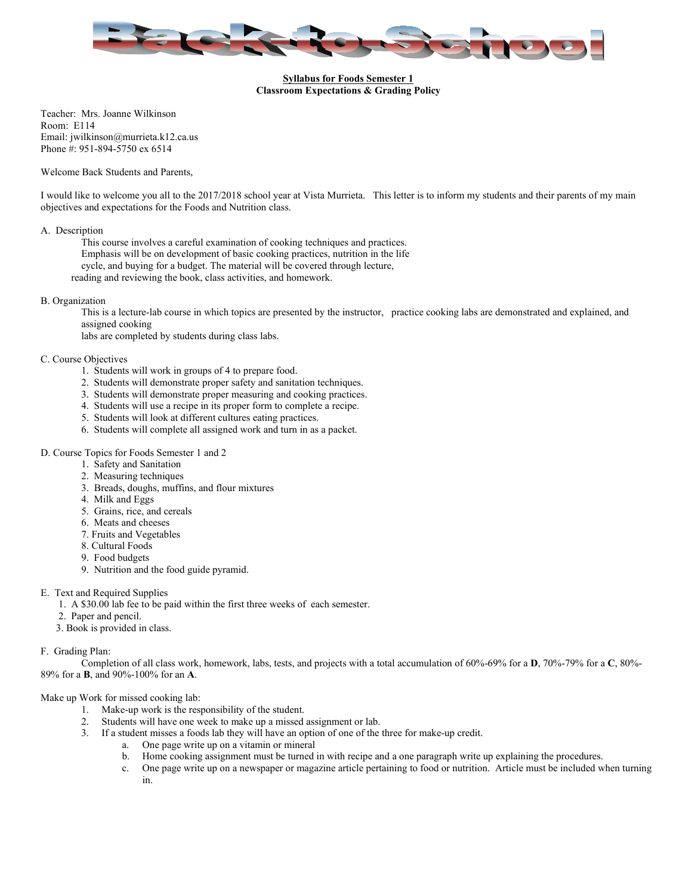# Back-to-School!

**Syllabus for Foods Semester 1**
**Classroom Expectations & Grading Policy**

Teacher: Mrs. Joanne Wilkinson
Room: E114
Email: jwilkinson@murrieta.k12.ca.us
Phone #: 951-894-5750 ex 6514

Welcome Back Students and Parents,

I would like to welcome you all to the 2017/2018 school year at Vista Murrieta. This letter is to inform my students and their parents of my main objectives and expectations for the Foods and Nutrition class.

A. Description

This course involves a careful examination of cooking techniques and practices. Emphasis will be on development of basic cooking practices, nutrition in the life cycle, and buying for a budget. The material will be covered through lecture, reading and reviewing the book, class activities, and homework.

B. Organization

This is a lecture-lab course in which topics are presented by the instructor, practice cooking labs are demonstrated and explained, and assigned cooking labs are completed by students during class labs.

C. Course Objectives

1. Students will work in groups of 4 to prepare food.
2. Students will demonstrate proper safety and sanitation techniques.
3. Students will demonstrate proper measuring and cooking practices.
4. Students will use a recipe in its proper form to complete a recipe.
5. Students will look at different cultures eating practices.
6. Students will complete all assigned work and turn in as a packet.

D. Course Topics for Foods Semester 1 and 2

1. Safety and Sanitation
2. Measuring techniques
3. Breads, doughs, muffins, and flour mixtures
4. Milk and Eggs
5. Grains, rice, and cereals
6. Meats and cheeses
7. Fruits and Vegetables
8. Cultural Foods
9. Food budgets
9. Nutrition and the food guide pyramid.

E. Text and Required Supplies

1. A $30.00 lab fee to be paid within the first three weeks of each semester.
2. Paper and pencil.
3. Book is provided in class.

F. Grading Plan:

Completion of all class work, homework, labs, tests, and projects with a total accumulation of 60%-69% for a **D**, 70%-79% for a **C**, 80%-89% for a **B**, and 90%-100% for an **A**.

Make up Work for missed cooking lab:

1. Make-up work is the responsibility of the student.
2. Students will have one week to make up a missed assignment or lab.
3. If a student misses a foods lab they will have an option of one of the three for make-up credit.
   a. One page write up on a vitamin or mineral
   b. Home cooking assignment must be turned in with recipe and a one paragraph write up explaining the procedures.
   c. One page write up on a newspaper or magazine article pertaining to food or nutrition. Article must be included when turning in.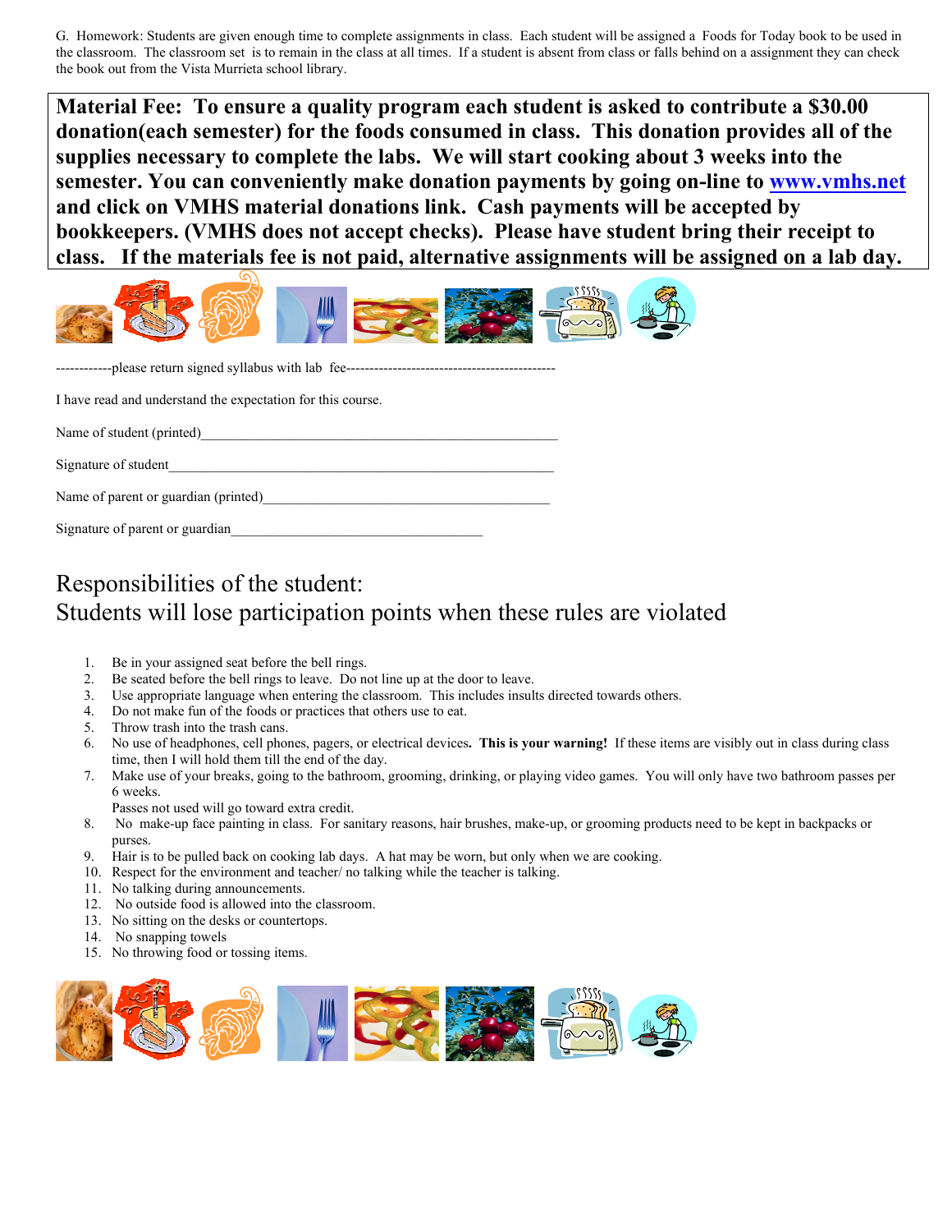G. Homework: Students are given enough time to complete assignments in class. Each student will be assigned a Foods for Today book to be used in the classroom. The classroom set is to remain in the class at all times. If a student is absent from class or falls behind on a assignment they can check the book out from the Vista Murrieta school library.

**Material Fee: To ensure a quality program each student is asked to contribute a $30.00 donation(each semester) for the foods consumed in class. This donation provides all of the supplies necessary to complete the labs. We will start cooking about 3 weeks into the semester. You can conveniently make donation payments by going on-line to www.vmhs.net and click on VMHS material donations link. Cash payments will be accepted by bookkeepers. (VMHS does not accept checks). Please have student bring their receipt to class. If the materials fee is not paid, alternative assignments will be assigned on a lab day.**

------------please return signed syllabus with lab fee---------------------------------------------

I have read and understand the expectation for this course.

Name of student (printed)____________________________________________________

Signature of student_______________________________________________________

Name of parent or guardian (printed)__________________________________________

Signature of parent or guardian____________________________________

# Responsibilities of the student:
# Students will lose participation points when these rules are violated

1. Be in your assigned seat before the bell rings.
2. Be seated before the bell rings to leave. Do not line up at the door to leave.
3. Use appropriate language when entering the classroom. This includes insults directed towards others.
4. Do not make fun of the foods or practices that others use to eat.
5. Throw trash into the trash cans.
6. No use of headphones, cell phones, pagers, or electrical devices**. This is your warning!** If these items are visibly out in class during class time, then I will hold them till the end of the day.
7. Make use of your breaks, going to the bathroom, grooming, drinking, or playing video games. You will only have two bathroom passes per 6 weeks.
   Passes not used will go toward extra credit.
8. No make-up face painting in class. For sanitary reasons, hair brushes, make-up, or grooming products need to be kept in backpacks or purses.
9. Hair is to be pulled back on cooking lab days. A hat may be worn, but only when we are cooking.
10. Respect for the environment and teacher/ no talking while the teacher is talking.
11. No talking during announcements.
12. No outside food is allowed into the classroom.
13. No sitting on the desks or countertops.
14. No snapping towels
15. No throwing food or tossing items.